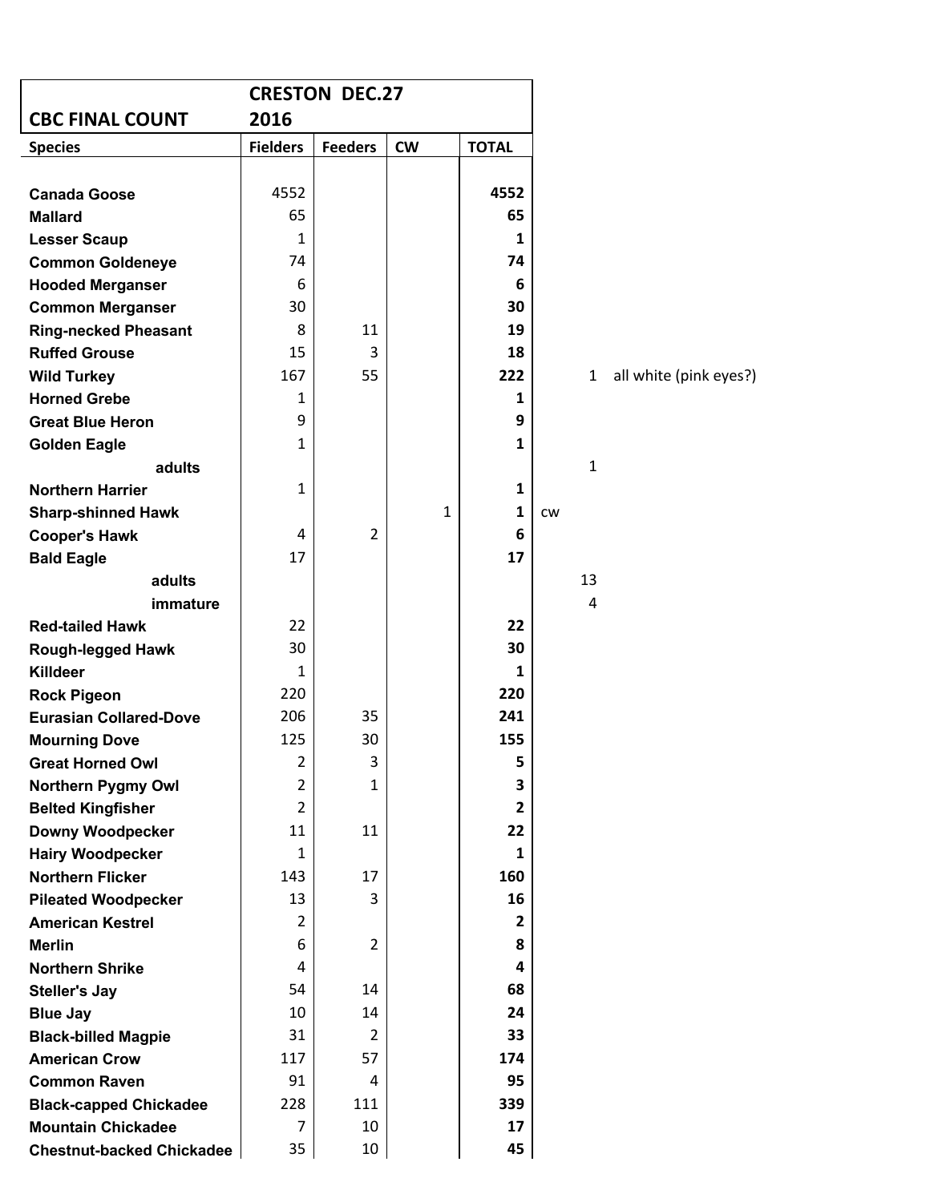| CBC FINAL COUNT | CRESTON DEC.27 2016 | | | | | |
|---|---|---|---|---|---|---|
| **Species** | **Fielders** | **Feeders** | **CW** | **TOTAL** | | |
| **Canada Goose** | 4552 | | | **4552** | | |
| **Mallard** | 65 | | | **65** | | |
| **Lesser Scaup** | 1 | | | **1** | | |
| **Common Goldeneye** | 74 | | | **74** | | |
| **Hooded Merganser** | 6 | | | **6** | | |
| **Common Merganser** | 30 | | | **30** | | |
| **Ring-necked Pheasant** | 8 | 11 | | **19** | | |
| **Ruffed Grouse** | 15 | 3 | | **18** | | |
| **Wild Turkey** | 167 | 55 | | **222** | 1 | all white (pink eyes?) |
| **Horned Grebe** | 1 | | | **1** | | |
| **Great Blue Heron** | 9 | | | **9** | | |
| **Golden Eagle** | 1 | | | **1** | | |
| **adults** | | | | | 1 | |
| **Northern Harrier** | 1 | | | **1** | | |
| **Sharp-shinned Hawk** | | | 1 | **1** | cw | |
| **Cooper's Hawk** | 4 | 2 | | **6** | | |
| **Bald Eagle** | 17 | | | **17** | | |
| **adults** | | | | | 13 | |
| **immature** | | | | | 4 | |
| **Red-tailed Hawk** | 22 | | | **22** | | |
| **Rough-legged Hawk** | 30 | | | **30** | | |
| **Killdeer** | 1 | | | **1** | | |
| **Rock Pigeon** | 220 | | | **220** | | |
| **Eurasian Collared-Dove** | 206 | 35 | | **241** | | |
| **Mourning Dove** | 125 | 30 | | **155** | | |
| **Great Horned Owl** | 2 | 3 | | **5** | | |
| **Northern Pygmy Owl** | 2 | 1 | | **3** | | |
| **Belted Kingfisher** | 2 | | | **2** | | |
| **Downy Woodpecker** | 11 | 11 | | **22** | | |
| **Hairy Woodpecker** | 1 | | | **1** | | |
| **Northern Flicker** | 143 | 17 | | **160** | | |
| **Pileated Woodpecker** | 13 | 3 | | **16** | | |
| **American Kestrel** | 2 | | | **2** | | |
| **Merlin** | 6 | 2 | | **8** | | |
| **Northern Shrike** | 4 | | | **4** | | |
| **Steller's Jay** | 54 | 14 | | **68** | | |
| **Blue Jay** | 10 | 14 | | **24** | | |
| **Black-billed Magpie** | 31 | 2 | | **33** | | |
| **American Crow** | 117 | 57 | | **174** | | |
| **Common Raven** | 91 | 4 | | **95** | | |
| **Black-capped Chickadee** | 228 | 111 | | **339** | | |
| **Mountain Chickadee** | 7 | 10 | | **17** | | |
| **Chestnut-backed Chickadee** | 35 | 10 | | **45** | | |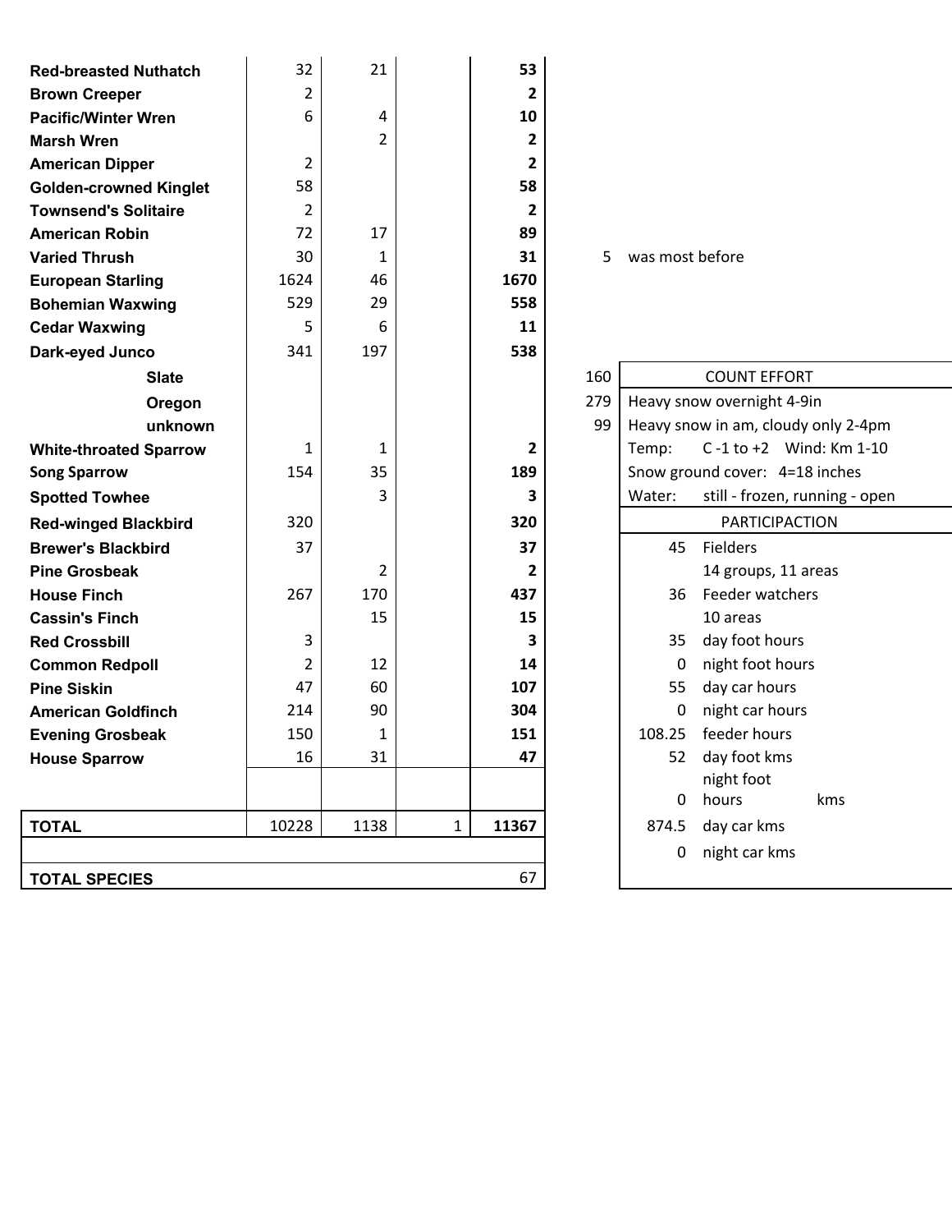| | | | | | | |
|---|---|---|---|---|---|---|
| **Red-breasted Nuthatch** | 32 | 21 | | **53** | | |
| **Brown Creeper** | 2 | | | **2** | | |
| **Pacific/Winter Wren** | 6 | 4 | | **10** | | |
| **Marsh Wren** | | 2 | | **2** | | |
| **American Dipper** | 2 | | | **2** | | |
| **Golden-crowned Kinglet** | 58 | | | **58** | | |
| **Townsend's Solitaire** | 2 | | | **2** | | |
| **American Robin** | 72 | 17 | | **89** | | |
| **Varied Thrush** | 30 | 1 | | **31** | 5 | was most before |
| **European Starling** | 1624 | 46 | | **1670** | | |
| **Bohemian Waxwing** | 529 | 29 | | **558** | | |
| **Cedar Waxwing** | 5 | 6 | | **11** | | |
| **Dark-eyed Junco** | 341 | 197 | | **538** | | |
| **Slate** | | | | | 160 | |
| **Oregon** | | | | | 279 | |
| **unknown** | | | | | 99 | |
| **White-throated Sparrow** | 1 | 1 | | **2** | | |
| **Song Sparrow** | 154 | 35 | | **189** | | |
| **Spotted Towhee** | | 3 | | **3** | | |
| **Red-winged Blackbird** | 320 | | | **320** | | |
| **Brewer's Blackbird** | 37 | | | **37** | | |
| **Pine Grosbeak** | | 2 | | **2** | | |
| **House Finch** | 267 | 170 | | **437** | | |
| **Cassin's Finch** | | 15 | | **15** | | |
| **Red Crossbill** | 3 | | | **3** | | |
| **Common Redpoll** | 2 | 12 | | **14** | | |
| **Pine Siskin** | 47 | 60 | | **107** | | |
| **American Goldfinch** | 214 | 90 | | **304** | | |
| **Evening Grosbeak** | 150 | 1 | | **151** | | |
| **House Sparrow** | 16 | 31 | | **47** | | |
| | | | | | | |
| **TOTAL** | 10228 | 1138 | 1 | **11367** | | |
| | | | | | | |
| **TOTAL SPECIES** | | | | 67 | | |

| COUNT EFFORT | |
|---|---|
| Heavy snow overnight 4-9in | |
| Heavy snow in am, cloudy only 2-4pm | |
| Temp: C -1 to +2 Wind: Km 1-10 | |
| Snow ground cover: 4=18 inches | |
| Water: still - frozen, running - open | |
| **PARTICIPACTION** | |
| 45 | Fielders |
| | 14 groups, 11 areas |
| 36 | Feeder watchers |
| | 10 areas |
| 35 | day foot hours |
| 0 | night foot hours |
| 55 | day car hours |
| 0 | night car hours |
| 108.25 | feeder hours |
| 52 | day foot kms |
| 0 | night foot hours kms |
| 874.5 | day car kms |
| 0 | night car kms |